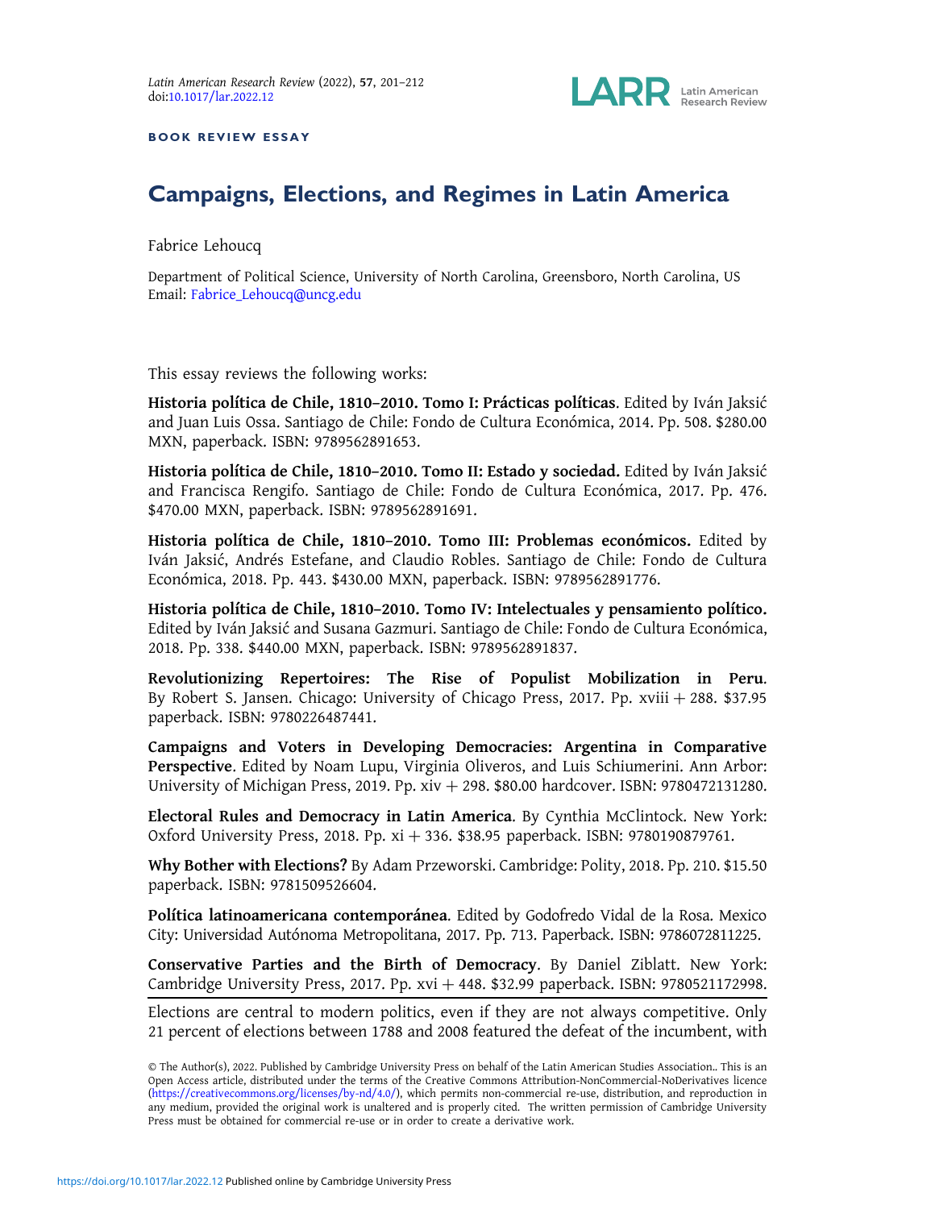BOOK REVIEW ESSAY

# Campaigns, Elections, and Regimes in Latin America

Fabrice Lehoucq

Department of Political Science, University of North Carolina, Greensboro, North Carolina, US
Email: Fabrice_Lehoucq@uncg.edu

This essay reviews the following works:

**Historia política de Chile, 1810–2010. Tomo I: Prácticas políticas**. Edited by Iván Jaksić and Juan Luis Ossa. Santiago de Chile: Fondo de Cultura Económica, 2014. Pp. 508. $280.00 MXN, paperback. ISBN: 9789562891653.

**Historia política de Chile, 1810–2010. Tomo II: Estado y sociedad.** Edited by Iván Jaksić and Francisca Rengifo. Santiago de Chile: Fondo de Cultura Económica, 2017. Pp. 476. $470.00 MXN, paperback. ISBN: 9789562891691.

**Historia política de Chile, 1810–2010. Tomo III: Problemas económicos.** Edited by Iván Jaksić, Andrés Estefane, and Claudio Robles. Santiago de Chile: Fondo de Cultura Económica, 2018. Pp. 443. $430.00 MXN, paperback. ISBN: 9789562891776.

**Historia política de Chile, 1810–2010. Tomo IV: Intelectuales y pensamiento político.** Edited by Iván Jaksić and Susana Gazmuri. Santiago de Chile: Fondo de Cultura Económica, 2018. Pp. 338. $440.00 MXN, paperback. ISBN: 9789562891837.

**Revolutionizing Repertoires: The Rise of Populist Mobilization in Peru**. By Robert S. Jansen. Chicago: University of Chicago Press, 2017. Pp. xviii + 288. $37.95 paperback. ISBN: 9780226487441.

**Campaigns and Voters in Developing Democracies: Argentina in Comparative Perspective**. Edited by Noam Lupu, Virginia Oliveros, and Luis Schiumerini. Ann Arbor: University of Michigan Press, 2019. Pp. xiv + 298. $80.00 hardcover. ISBN: 9780472131280.

**Electoral Rules and Democracy in Latin America**. By Cynthia McClintock. New York: Oxford University Press, 2018. Pp. xi + 336. $38.95 paperback. ISBN: 9780190879761.

**Why Bother with Elections?** By Adam Przeworski. Cambridge: Polity, 2018. Pp. 210. $15.50 paperback. ISBN: 9781509526604.

**Política latinoamericana contemporánea**. Edited by Godofredo Vidal de la Rosa. Mexico City: Universidad Autónoma Metropolitana, 2017. Pp. 713. Paperback. ISBN: 9786072811225.

**Conservative Parties and the Birth of Democracy**. By Daniel Ziblatt. New York: Cambridge University Press, 2017. Pp. xvi + 448. $32.99 paperback. ISBN: 9780521172998.

Elections are central to modern politics, even if they are not always competitive. Only 21 percent of elections between 1788 and 2008 featured the defeat of the incumbent, with

© The Author(s), 2022. Published by Cambridge University Press on behalf of the Latin American Studies Association.. This is an Open Access article, distributed under the terms of the Creative Commons Attribution-NonCommercial-NoDerivatives licence (https://creativecommons.org/licenses/by-nd/4.0/), which permits non-commercial re-use, distribution, and reproduction in any medium, provided the original work is unaltered and is properly cited. The written permission of Cambridge University Press must be obtained for commercial re-use or in order to create a derivative work.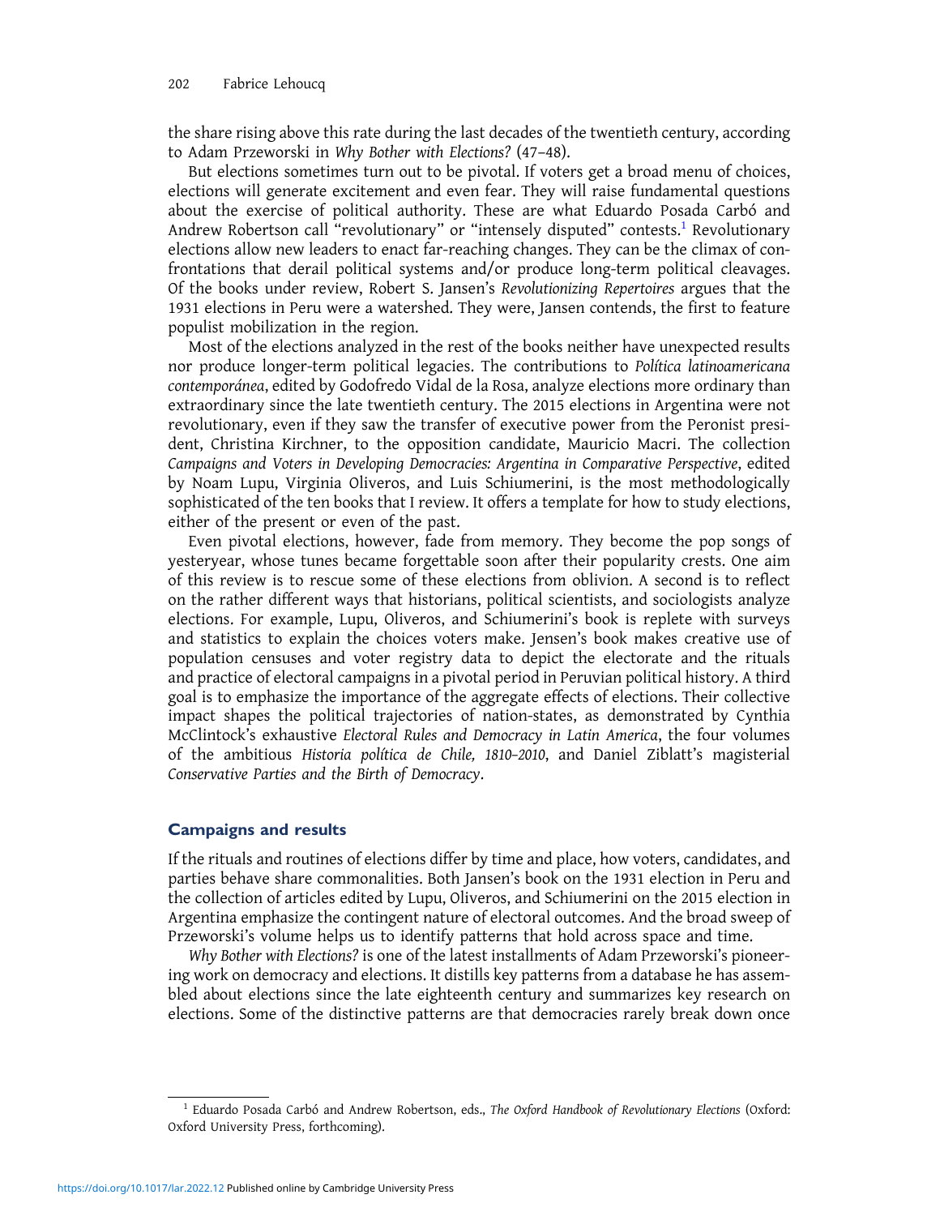the share rising above this rate during the last decades of the twentieth century, according to Adam Przeworski in *Why Bother with Elections?* (47–48).

But elections sometimes turn out to be pivotal. If voters get a broad menu of choices, elections will generate excitement and even fear. They will raise fundamental questions about the exercise of political authority. These are what Eduardo Posada Carbó and Andrew Robertson call "revolutionary" or "intensely disputed" contests.[1] Revolutionary elections allow new leaders to enact far-reaching changes. They can be the climax of confrontations that derail political systems and/or produce long-term political cleavages. Of the books under review, Robert S. Jansen's *Revolutionizing Repertoires* argues that the 1931 elections in Peru were a watershed. They were, Jansen contends, the first to feature populist mobilization in the region.

Most of the elections analyzed in the rest of the books neither have unexpected results nor produce longer-term political legacies. The contributions to *Política latinoamericana contemporánea*, edited by Godofredo Vidal de la Rosa, analyze elections more ordinary than extraordinary since the late twentieth century. The 2015 elections in Argentina were not revolutionary, even if they saw the transfer of executive power from the Peronist president, Christina Kirchner, to the opposition candidate, Mauricio Macri. The collection *Campaigns and Voters in Developing Democracies: Argentina in Comparative Perspective*, edited by Noam Lupu, Virginia Oliveros, and Luis Schiumerini, is the most methodologically sophisticated of the ten books that I review. It offers a template for how to study elections, either of the present or even of the past.

Even pivotal elections, however, fade from memory. They become the pop songs of yesteryear, whose tunes became forgettable soon after their popularity crests. One aim of this review is to rescue some of these elections from oblivion. A second is to reflect on the rather different ways that historians, political scientists, and sociologists analyze elections. For example, Lupu, Oliveros, and Schiumerini's book is replete with surveys and statistics to explain the choices voters make. Jensen's book makes creative use of population censuses and voter registry data to depict the electorate and the rituals and practice of electoral campaigns in a pivotal period in Peruvian political history. A third goal is to emphasize the importance of the aggregate effects of elections. Their collective impact shapes the political trajectories of nation-states, as demonstrated by Cynthia McClintock's exhaustive *Electoral Rules and Democracy in Latin America*, the four volumes of the ambitious *Historia política de Chile, 1810–2010*, and Daniel Ziblatt's magisterial *Conservative Parties and the Birth of Democracy*.

## Campaigns and results

If the rituals and routines of elections differ by time and place, how voters, candidates, and parties behave share commonalities. Both Jansen's book on the 1931 election in Peru and the collection of articles edited by Lupu, Oliveros, and Schiumerini on the 2015 election in Argentina emphasize the contingent nature of electoral outcomes. And the broad sweep of Przeworski's volume helps us to identify patterns that hold across space and time.

*Why Bother with Elections?* is one of the latest installments of Adam Przeworski's pioneering work on democracy and elections. It distills key patterns from a database he has assembled about elections since the late eighteenth century and summarizes key research on elections. Some of the distinctive patterns are that democracies rarely break down once

[1] Eduardo Posada Carbó and Andrew Robertson, eds., *The Oxford Handbook of Revolutionary Elections* (Oxford: Oxford University Press, forthcoming).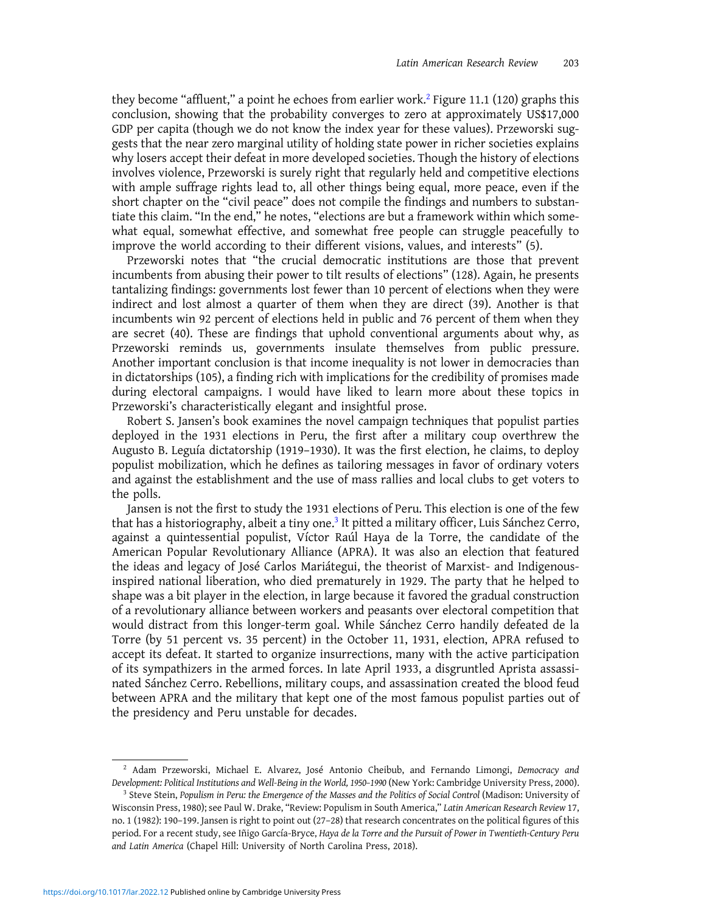they become "affluent," a point he echoes from earlier work.[2] Figure 11.1 (120) graphs this conclusion, showing that the probability converges to zero at approximately US$17,000 GDP per capita (though we do not know the index year for these values). Przeworski suggests that the near zero marginal utility of holding state power in richer societies explains why losers accept their defeat in more developed societies. Though the history of elections involves violence, Przeworski is surely right that regularly held and competitive elections with ample suffrage rights lead to, all other things being equal, more peace, even if the short chapter on the "civil peace" does not compile the findings and numbers to substantiate this claim. "In the end," he notes, "elections are but a framework within which somewhat equal, somewhat effective, and somewhat free people can struggle peacefully to improve the world according to their different visions, values, and interests" (5).

Przeworski notes that "the crucial democratic institutions are those that prevent incumbents from abusing their power to tilt results of elections" (128). Again, he presents tantalizing findings: governments lost fewer than 10 percent of elections when they were indirect and lost almost a quarter of them when they are direct (39). Another is that incumbents win 92 percent of elections held in public and 76 percent of them when they are secret (40). These are findings that uphold conventional arguments about why, as Przeworski reminds us, governments insulate themselves from public pressure. Another important conclusion is that income inequality is not lower in democracies than in dictatorships (105), a finding rich with implications for the credibility of promises made during electoral campaigns. I would have liked to learn more about these topics in Przeworski's characteristically elegant and insightful prose.

Robert S. Jansen's book examines the novel campaign techniques that populist parties deployed in the 1931 elections in Peru, the first after a military coup overthrew the Augusto B. Leguía dictatorship (1919–1930). It was the first election, he claims, to deploy populist mobilization, which he defines as tailoring messages in favor of ordinary voters and against the establishment and the use of mass rallies and local clubs to get voters to the polls.

Jansen is not the first to study the 1931 elections of Peru. This election is one of the few that has a historiography, albeit a tiny one.[3] It pitted a military officer, Luis Sánchez Cerro, against a quintessential populist, Víctor Raúl Haya de la Torre, the candidate of the American Popular Revolutionary Alliance (APRA). It was also an election that featured the ideas and legacy of José Carlos Mariátegui, the theorist of Marxist- and Indigenous-inspired national liberation, who died prematurely in 1929. The party that he helped to shape was a bit player in the election, in large because it favored the gradual construction of a revolutionary alliance between workers and peasants over electoral competition that would distract from this longer-term goal. While Sánchez Cerro handily defeated de la Torre (by 51 percent vs. 35 percent) in the October 11, 1931, election, APRA refused to accept its defeat. It started to organize insurrections, many with the active participation of its sympathizers in the armed forces. In late April 1933, a disgruntled Aprista assassinated Sánchez Cerro. Rebellions, military coups, and assassination created the blood feud between APRA and the military that kept one of the most famous populist parties out of the presidency and Peru unstable for decades.

---

[2] Adam Przeworski, Michael E. Alvarez, José Antonio Cheibub, and Fernando Limongi, *Democracy and Development: Political Institutions and Well-Being in the World, 1950–1990* (New York: Cambridge University Press, 2000).

[3] Steve Stein, *Populism in Peru: the Emergence of the Masses and the Politics of Social Control* (Madison: University of Wisconsin Press, 1980); see Paul W. Drake, "Review: Populism in South America," *Latin American Research Review* 17, no. 1 (1982): 190–199. Jansen is right to point out (27–28) that research concentrates on the political figures of this period. For a recent study, see Iñigo García-Bryce, *Haya de la Torre and the Pursuit of Power in Twentieth-Century Peru and Latin America* (Chapel Hill: University of North Carolina Press, 2018).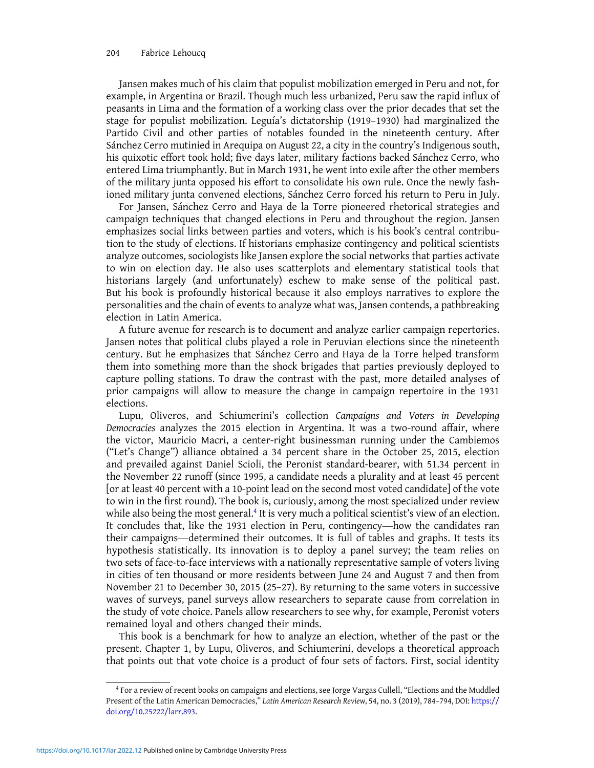Jansen makes much of his claim that populist mobilization emerged in Peru and not, for example, in Argentina or Brazil. Though much less urbanized, Peru saw the rapid influx of peasants in Lima and the formation of a working class over the prior decades that set the stage for populist mobilization. Leguía's dictatorship (1919–1930) had marginalized the Partido Civil and other parties of notables founded in the nineteenth century. After Sánchez Cerro mutinied in Arequipa on August 22, a city in the country's Indigenous south, his quixotic effort took hold; five days later, military factions backed Sánchez Cerro, who entered Lima triumphantly. But in March 1931, he went into exile after the other members of the military junta opposed his effort to consolidate his own rule. Once the newly fashioned military junta convened elections, Sánchez Cerro forced his return to Peru in July.

For Jansen, Sánchez Cerro and Haya de la Torre pioneered rhetorical strategies and campaign techniques that changed elections in Peru and throughout the region. Jansen emphasizes social links between parties and voters, which is his book's central contribution to the study of elections. If historians emphasize contingency and political scientists analyze outcomes, sociologists like Jansen explore the social networks that parties activate to win on election day. He also uses scatterplots and elementary statistical tools that historians largely (and unfortunately) eschew to make sense of the political past. But his book is profoundly historical because it also employs narratives to explore the personalities and the chain of events to analyze what was, Jansen contends, a pathbreaking election in Latin America.

A future avenue for research is to document and analyze earlier campaign repertories. Jansen notes that political clubs played a role in Peruvian elections since the nineteenth century. But he emphasizes that Sánchez Cerro and Haya de la Torre helped transform them into something more than the shock brigades that parties previously deployed to capture polling stations. To draw the contrast with the past, more detailed analyses of prior campaigns will allow to measure the change in campaign repertoire in the 1931 elections.

Lupu, Oliveros, and Schiumerini's collection *Campaigns and Voters in Developing Democracies* analyzes the 2015 election in Argentina. It was a two-round affair, where the victor, Mauricio Macri, a center-right businessman running under the Cambiemos ("Let's Change") alliance obtained a 34 percent share in the October 25, 2015, election and prevailed against Daniel Scioli, the Peronist standard-bearer, with 51.34 percent in the November 22 runoff (since 1995, a candidate needs a plurality and at least 45 percent [or at least 40 percent with a 10-point lead on the second most voted candidate] of the vote to win in the first round). The book is, curiously, among the most specialized under review while also being the most general.[4] It is very much a political scientist's view of an election. It concludes that, like the 1931 election in Peru, contingency—how the candidates ran their campaigns—determined their outcomes. It is full of tables and graphs. It tests its hypothesis statistically. Its innovation is to deploy a panel survey; the team relies on two sets of face-to-face interviews with a nationally representative sample of voters living in cities of ten thousand or more residents between June 24 and August 7 and then from November 21 to December 30, 2015 (25–27). By returning to the same voters in successive waves of surveys, panel surveys allow researchers to separate cause from correlation in the study of vote choice. Panels allow researchers to see why, for example, Peronist voters remained loyal and others changed their minds.

This book is a benchmark for how to analyze an election, whether of the past or the present. Chapter 1, by Lupu, Oliveros, and Schiumerini, develops a theoretical approach that points out that vote choice is a product of four sets of factors. First, social identity

[4] For a review of recent books on campaigns and elections, see Jorge Vargas Cullell, "Elections and the Muddled Present of the Latin American Democracies," *Latin American Research Review*, 54, no. 3 (2019), 784–794, DOI: https://doi.org/10.25222/larr.893.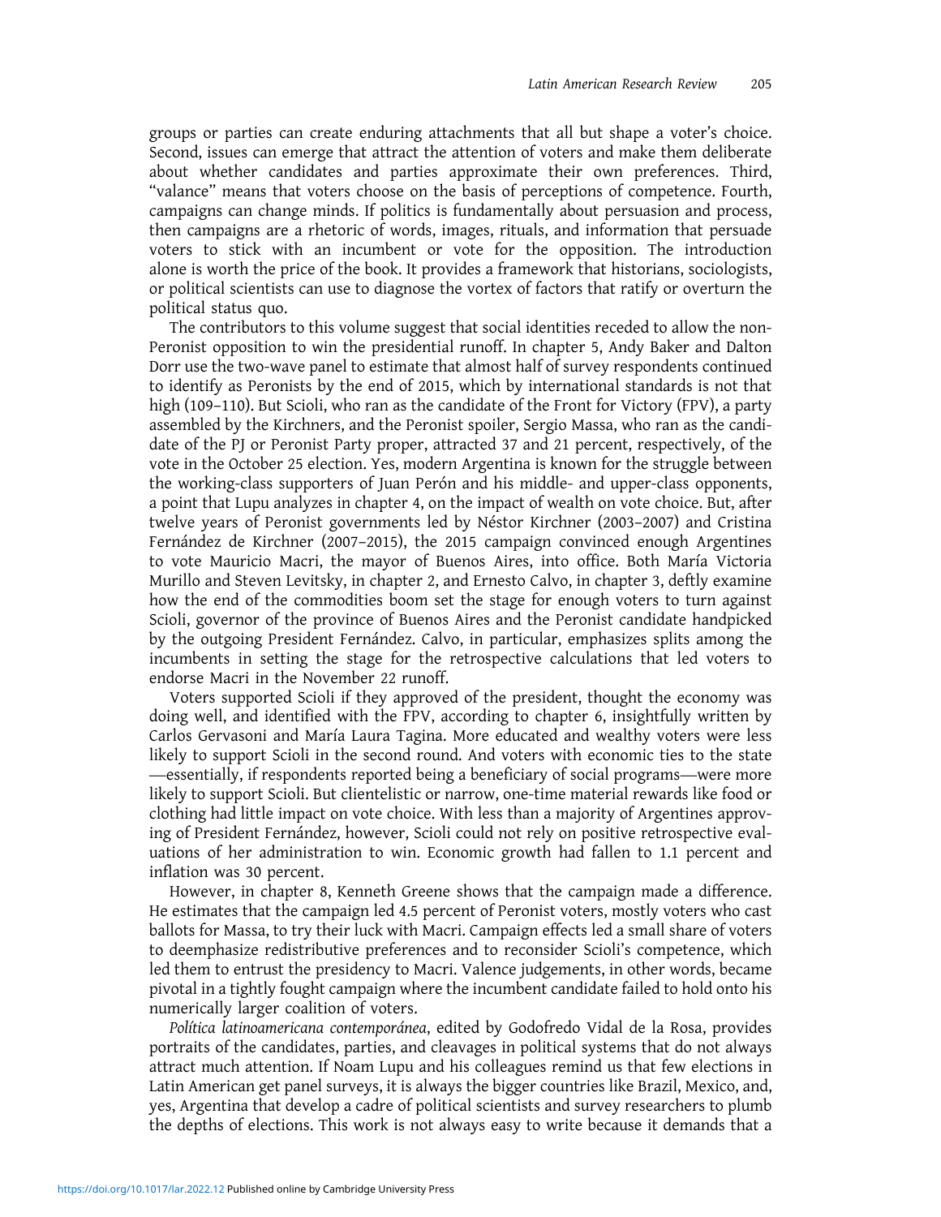groups or parties can create enduring attachments that all but shape a voter's choice. Second, issues can emerge that attract the attention of voters and make them deliberate about whether candidates and parties approximate their own preferences. Third, "valance" means that voters choose on the basis of perceptions of competence. Fourth, campaigns can change minds. If politics is fundamentally about persuasion and process, then campaigns are a rhetoric of words, images, rituals, and information that persuade voters to stick with an incumbent or vote for the opposition. The introduction alone is worth the price of the book. It provides a framework that historians, sociologists, or political scientists can use to diagnose the vortex of factors that ratify or overturn the political status quo.

The contributors to this volume suggest that social identities receded to allow the non-Peronist opposition to win the presidential runoff. In chapter 5, Andy Baker and Dalton Dorr use the two-wave panel to estimate that almost half of survey respondents continued to identify as Peronists by the end of 2015, which by international standards is not that high (109–110). But Scioli, who ran as the candidate of the Front for Victory (FPV), a party assembled by the Kirchners, and the Peronist spoiler, Sergio Massa, who ran as the candidate of the PJ or Peronist Party proper, attracted 37 and 21 percent, respectively, of the vote in the October 25 election. Yes, modern Argentina is known for the struggle between the working-class supporters of Juan Perón and his middle- and upper-class opponents, a point that Lupu analyzes in chapter 4, on the impact of wealth on vote choice. But, after twelve years of Peronist governments led by Néstor Kirchner (2003–2007) and Cristina Fernández de Kirchner (2007–2015), the 2015 campaign convinced enough Argentines to vote Mauricio Macri, the mayor of Buenos Aires, into office. Both María Victoria Murillo and Steven Levitsky, in chapter 2, and Ernesto Calvo, in chapter 3, deftly examine how the end of the commodities boom set the stage for enough voters to turn against Scioli, governor of the province of Buenos Aires and the Peronist candidate handpicked by the outgoing President Fernández. Calvo, in particular, emphasizes splits among the incumbents in setting the stage for the retrospective calculations that led voters to endorse Macri in the November 22 runoff.

Voters supported Scioli if they approved of the president, thought the economy was doing well, and identified with the FPV, according to chapter 6, insightfully written by Carlos Gervasoni and María Laura Tagina. More educated and wealthy voters were less likely to support Scioli in the second round. And voters with economic ties to the state—essentially, if respondents reported being a beneficiary of social programs—were more likely to support Scioli. But clientelistic or narrow, one-time material rewards like food or clothing had little impact on vote choice. With less than a majority of Argentines approving of President Fernández, however, Scioli could not rely on positive retrospective evaluations of her administration to win. Economic growth had fallen to 1.1 percent and inflation was 30 percent.

However, in chapter 8, Kenneth Greene shows that the campaign made a difference. He estimates that the campaign led 4.5 percent of Peronist voters, mostly voters who cast ballots for Massa, to try their luck with Macri. Campaign effects led a small share of voters to deemphasize redistributive preferences and to reconsider Scioli's competence, which led them to entrust the presidency to Macri. Valence judgements, in other words, became pivotal in a tightly fought campaign where the incumbent candidate failed to hold onto his numerically larger coalition of voters.

*Política latinoamericana contemporánea*, edited by Godofredo Vidal de la Rosa, provides portraits of the candidates, parties, and cleavages in political systems that do not always attract much attention. If Noam Lupu and his colleagues remind us that few elections in Latin American get panel surveys, it is always the bigger countries like Brazil, Mexico, and, yes, Argentina that develop a cadre of political scientists and survey researchers to plumb the depths of elections. This work is not always easy to write because it demands that a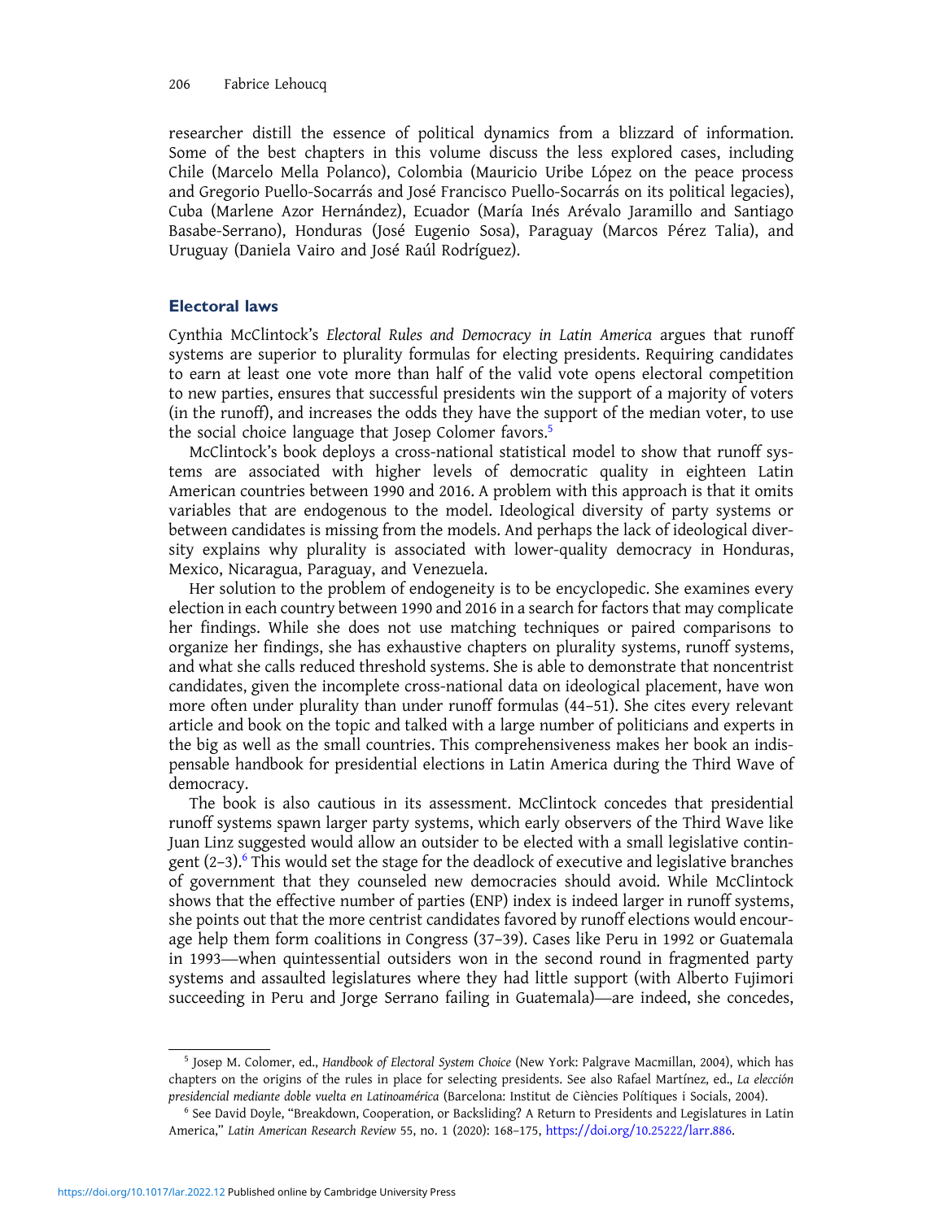researcher distill the essence of political dynamics from a blizzard of information. Some of the best chapters in this volume discuss the less explored cases, including Chile (Marcelo Mella Polanco), Colombia (Mauricio Uribe López on the peace process and Gregorio Puello-Socarrás and José Francisco Puello-Socarrás on its political legacies), Cuba (Marlene Azor Hernández), Ecuador (María Inés Arévalo Jaramillo and Santiago Basabe-Serrano), Honduras (José Eugenio Sosa), Paraguay (Marcos Pérez Talia), and Uruguay (Daniela Vairo and José Raúl Rodríguez).

## Electoral laws

Cynthia McClintock's *Electoral Rules and Democracy in Latin America* argues that runoff systems are superior to plurality formulas for electing presidents. Requiring candidates to earn at least one vote more than half of the valid vote opens electoral competition to new parties, ensures that successful presidents win the support of a majority of voters (in the runoff), and increases the odds they have the support of the median voter, to use the social choice language that Josep Colomer favors.[5]

McClintock's book deploys a cross-national statistical model to show that runoff systems are associated with higher levels of democratic quality in eighteen Latin American countries between 1990 and 2016. A problem with this approach is that it omits variables that are endogenous to the model. Ideological diversity of party systems or between candidates is missing from the models. And perhaps the lack of ideological diversity explains why plurality is associated with lower-quality democracy in Honduras, Mexico, Nicaragua, Paraguay, and Venezuela.

Her solution to the problem of endogeneity is to be encyclopedic. She examines every election in each country between 1990 and 2016 in a search for factors that may complicate her findings. While she does not use matching techniques or paired comparisons to organize her findings, she has exhaustive chapters on plurality systems, runoff systems, and what she calls reduced threshold systems. She is able to demonstrate that noncentrist candidates, given the incomplete cross-national data on ideological placement, have won more often under plurality than under runoff formulas (44–51). She cites every relevant article and book on the topic and talked with a large number of politicians and experts in the big as well as the small countries. This comprehensiveness makes her book an indispensable handbook for presidential elections in Latin America during the Third Wave of democracy.

The book is also cautious in its assessment. McClintock concedes that presidential runoff systems spawn larger party systems, which early observers of the Third Wave like Juan Linz suggested would allow an outsider to be elected with a small legislative contingent (2–3).[6] This would set the stage for the deadlock of executive and legislative branches of government that they counseled new democracies should avoid. While McClintock shows that the effective number of parties (ENP) index is indeed larger in runoff systems, she points out that the more centrist candidates favored by runoff elections would encourage help them form coalitions in Congress (37–39). Cases like Peru in 1992 or Guatemala in 1993—when quintessential outsiders won in the second round in fragmented party systems and assaulted legislatures where they had little support (with Alberto Fujimori succeeding in Peru and Jorge Serrano failing in Guatemala)—are indeed, she concedes,

---

[5] Josep M. Colomer, ed., *Handbook of Electoral System Choice* (New York: Palgrave Macmillan, 2004), which has chapters on the origins of the rules in place for selecting presidents. See also Rafael Martínez, ed., *La elección presidencial mediante doble vuelta en Latinoamérica* (Barcelona: Institut de Ciències Polítiques i Socials, 2004).

[6] See David Doyle, "Breakdown, Cooperation, or Backsliding? A Return to Presidents and Legislatures in Latin America," *Latin American Research Review* 55, no. 1 (2020): 168–175, https://doi.org/10.25222/larr.886.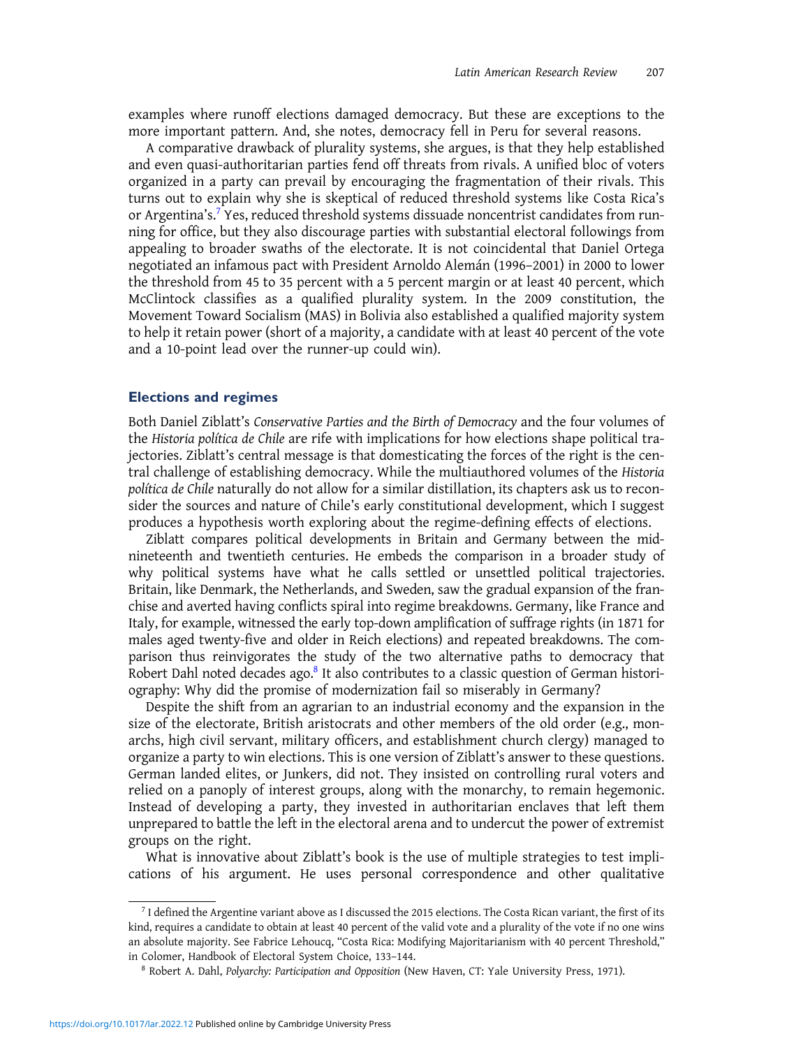examples where runoff elections damaged democracy. But these are exceptions to the more important pattern. And, she notes, democracy fell in Peru for several reasons.

A comparative drawback of plurality systems, she argues, is that they help established and even quasi-authoritarian parties fend off threats from rivals. A unified bloc of voters organized in a party can prevail by encouraging the fragmentation of their rivals. This turns out to explain why she is skeptical of reduced threshold systems like Costa Rica's or Argentina's.[7] Yes, reduced threshold systems dissuade noncentrist candidates from running for office, but they also discourage parties with substantial electoral followings from appealing to broader swaths of the electorate. It is not coincidental that Daniel Ortega negotiated an infamous pact with President Arnoldo Alemán (1996–2001) in 2000 to lower the threshold from 45 to 35 percent with a 5 percent margin or at least 40 percent, which McClintock classifies as a qualified plurality system. In the 2009 constitution, the Movement Toward Socialism (MAS) in Bolivia also established a qualified majority system to help it retain power (short of a majority, a candidate with at least 40 percent of the vote and a 10-point lead over the runner-up could win).

## Elections and regimes

Both Daniel Ziblatt's *Conservative Parties and the Birth of Democracy* and the four volumes of the *Historia política de Chile* are rife with implications for how elections shape political trajectories. Ziblatt's central message is that domesticating the forces of the right is the central challenge of establishing democracy. While the multiauthored volumes of the *Historia política de Chile* naturally do not allow for a similar distillation, its chapters ask us to reconsider the sources and nature of Chile's early constitutional development, which I suggest produces a hypothesis worth exploring about the regime-defining effects of elections.

Ziblatt compares political developments in Britain and Germany between the mid-nineteenth and twentieth centuries. He embeds the comparison in a broader study of why political systems have what he calls settled or unsettled political trajectories. Britain, like Denmark, the Netherlands, and Sweden, saw the gradual expansion of the franchise and averted having conflicts spiral into regime breakdowns. Germany, like France and Italy, for example, witnessed the early top-down amplification of suffrage rights (in 1871 for males aged twenty-five and older in Reich elections) and repeated breakdowns. The comparison thus reinvigorates the study of the two alternative paths to democracy that Robert Dahl noted decades ago.[8] It also contributes to a classic question of German historiography: Why did the promise of modernization fail so miserably in Germany?

Despite the shift from an agrarian to an industrial economy and the expansion in the size of the electorate, British aristocrats and other members of the old order (e.g., monarchs, high civil servant, military officers, and establishment church clergy) managed to organize a party to win elections. This is one version of Ziblatt's answer to these questions. German landed elites, or Junkers, did not. They insisted on controlling rural voters and relied on a panoply of interest groups, along with the monarchy, to remain hegemonic. Instead of developing a party, they invested in authoritarian enclaves that left them unprepared to battle the left in the electoral arena and to undercut the power of extremist groups on the right.

What is innovative about Ziblatt's book is the use of multiple strategies to test implications of his argument. He uses personal correspondence and other qualitative

---

[7] I defined the Argentine variant above as I discussed the 2015 elections. The Costa Rican variant, the first of its kind, requires a candidate to obtain at least 40 percent of the valid vote and a plurality of the vote if no one wins an absolute majority. See Fabrice Lehoucq, "Costa Rica: Modifying Majoritarianism with 40 percent Threshold," in Colomer, Handbook of Electoral System Choice, 133–144.

[8] Robert A. Dahl, *Polyarchy: Participation and Opposition* (New Haven, CT: Yale University Press, 1971).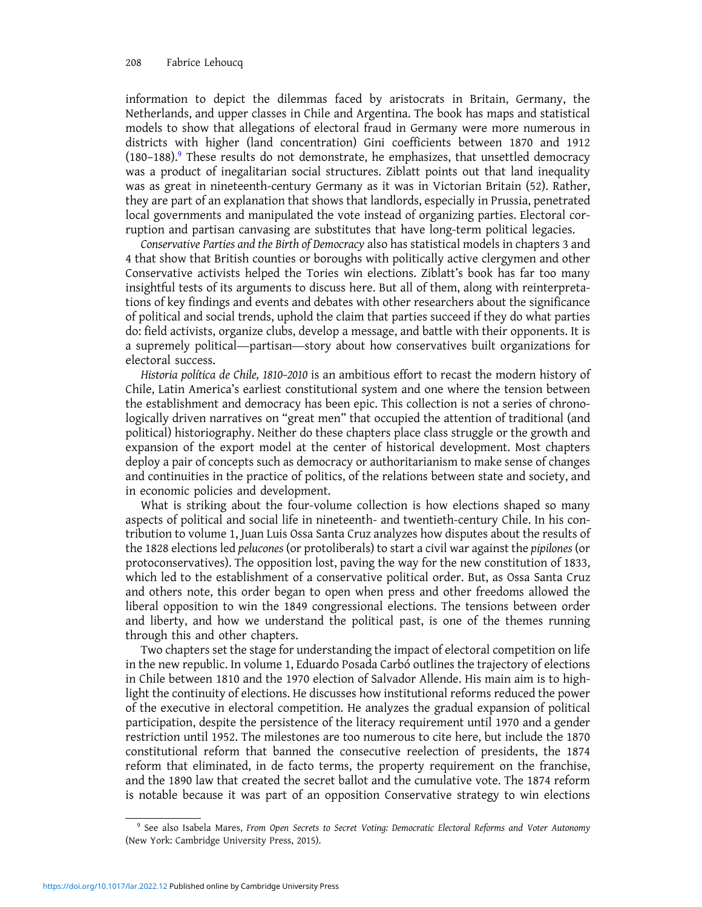information to depict the dilemmas faced by aristocrats in Britain, Germany, the Netherlands, and upper classes in Chile and Argentina. The book has maps and statistical models to show that allegations of electoral fraud in Germany were more numerous in districts with higher (land concentration) Gini coefficients between 1870 and 1912 (180–188).[9] These results do not demonstrate, he emphasizes, that unsettled democracy was a product of inegalitarian social structures. Ziblatt points out that land inequality was as great in nineteenth-century Germany as it was in Victorian Britain (52). Rather, they are part of an explanation that shows that landlords, especially in Prussia, penetrated local governments and manipulated the vote instead of organizing parties. Electoral corruption and partisan canvasing are substitutes that have long-term political legacies.

*Conservative Parties and the Birth of Democracy* also has statistical models in chapters 3 and 4 that show that British counties or boroughs with politically active clergymen and other Conservative activists helped the Tories win elections. Ziblatt's book has far too many insightful tests of its arguments to discuss here. But all of them, along with reinterpretations of key findings and events and debates with other researchers about the significance of political and social trends, uphold the claim that parties succeed if they do what parties do: field activists, organize clubs, develop a message, and battle with their opponents. It is a supremely political—partisan—story about how conservatives built organizations for electoral success.

*Historia política de Chile, 1810–2010* is an ambitious effort to recast the modern history of Chile, Latin America's earliest constitutional system and one where the tension between the establishment and democracy has been epic. This collection is not a series of chronologically driven narratives on "great men" that occupied the attention of traditional (and political) historiography. Neither do these chapters place class struggle or the growth and expansion of the export model at the center of historical development. Most chapters deploy a pair of concepts such as democracy or authoritarianism to make sense of changes and continuities in the practice of politics, of the relations between state and society, and in economic policies and development.

What is striking about the four-volume collection is how elections shaped so many aspects of political and social life in nineteenth- and twentieth-century Chile. In his contribution to volume 1, Juan Luis Ossa Santa Cruz analyzes how disputes about the results of the 1828 elections led *pelucones* (or protoliberals) to start a civil war against the *pipilones* (or protoconservatives). The opposition lost, paving the way for the new constitution of 1833, which led to the establishment of a conservative political order. But, as Ossa Santa Cruz and others note, this order began to open when press and other freedoms allowed the liberal opposition to win the 1849 congressional elections. The tensions between order and liberty, and how we understand the political past, is one of the themes running through this and other chapters.

Two chapters set the stage for understanding the impact of electoral competition on life in the new republic. In volume 1, Eduardo Posada Carbó outlines the trajectory of elections in Chile between 1810 and the 1970 election of Salvador Allende. His main aim is to highlight the continuity of elections. He discusses how institutional reforms reduced the power of the executive in electoral competition. He analyzes the gradual expansion of political participation, despite the persistence of the literacy requirement until 1970 and a gender restriction until 1952. The milestones are too numerous to cite here, but include the 1870 constitutional reform that banned the consecutive reelection of presidents, the 1874 reform that eliminated, in de facto terms, the property requirement on the franchise, and the 1890 law that created the secret ballot and the cumulative vote. The 1874 reform is notable because it was part of an opposition Conservative strategy to win elections

[9] See also Isabela Mares, *From Open Secrets to Secret Voting: Democratic Electoral Reforms and Voter Autonomy* (New York: Cambridge University Press, 2015).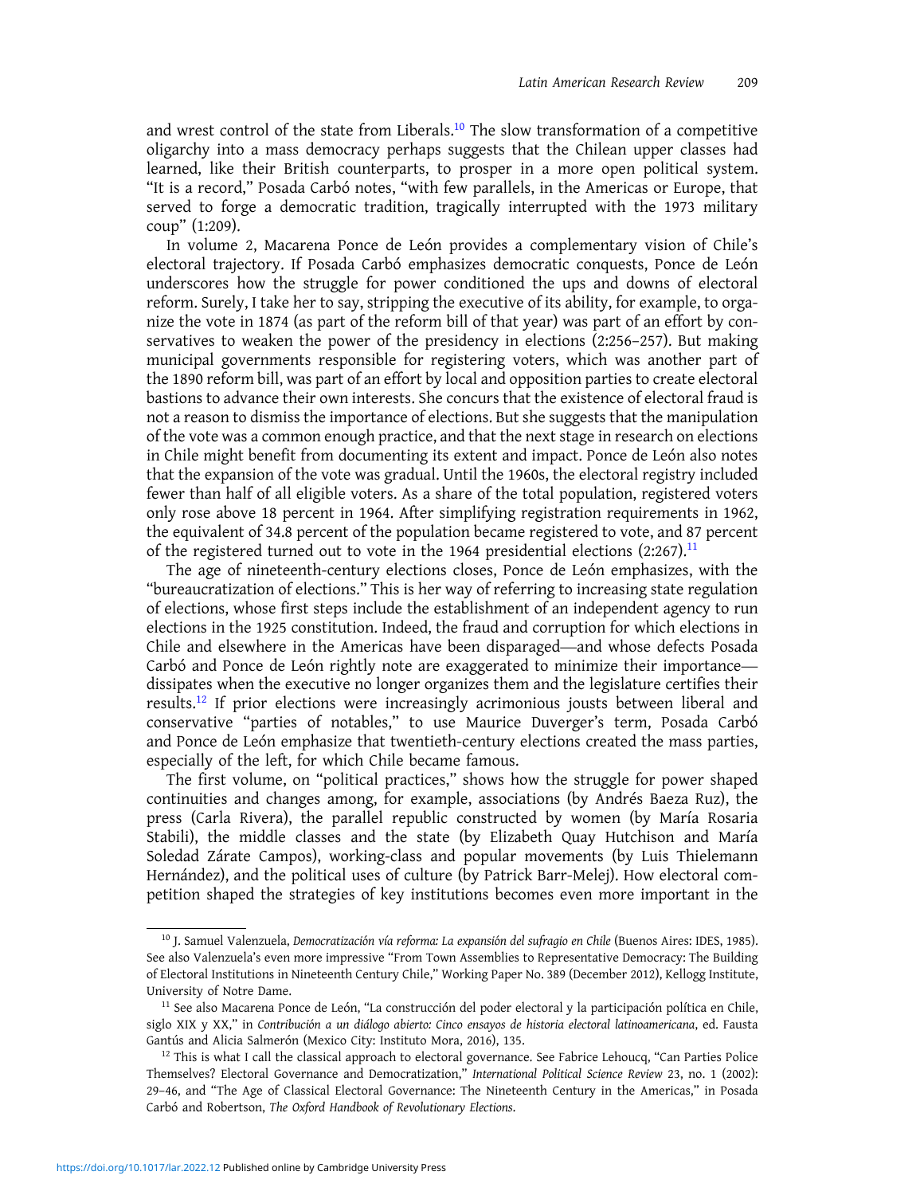and wrest control of the state from Liberals.[10] The slow transformation of a competitive oligarchy into a mass democracy perhaps suggests that the Chilean upper classes had learned, like their British counterparts, to prosper in a more open political system. "It is a record," Posada Carbó notes, "with few parallels, in the Americas or Europe, that served to forge a democratic tradition, tragically interrupted with the 1973 military coup" (1:209).

In volume 2, Macarena Ponce de León provides a complementary vision of Chile's electoral trajectory. If Posada Carbó emphasizes democratic conquests, Ponce de León underscores how the struggle for power conditioned the ups and downs of electoral reform. Surely, I take her to say, stripping the executive of its ability, for example, to organize the vote in 1874 (as part of the reform bill of that year) was part of an effort by conservatives to weaken the power of the presidency in elections (2:256–257). But making municipal governments responsible for registering voters, which was another part of the 1890 reform bill, was part of an effort by local and opposition parties to create electoral bastions to advance their own interests. She concurs that the existence of electoral fraud is not a reason to dismiss the importance of elections. But she suggests that the manipulation of the vote was a common enough practice, and that the next stage in research on elections in Chile might benefit from documenting its extent and impact. Ponce de León also notes that the expansion of the vote was gradual. Until the 1960s, the electoral registry included fewer than half of all eligible voters. As a share of the total population, registered voters only rose above 18 percent in 1964. After simplifying registration requirements in 1962, the equivalent of 34.8 percent of the population became registered to vote, and 87 percent of the registered turned out to vote in the 1964 presidential elections (2:267).[11]

The age of nineteenth-century elections closes, Ponce de León emphasizes, with the "bureaucratization of elections." This is her way of referring to increasing state regulation of elections, whose first steps include the establishment of an independent agency to run elections in the 1925 constitution. Indeed, the fraud and corruption for which elections in Chile and elsewhere in the Americas have been disparaged—and whose defects Posada Carbó and Ponce de León rightly note are exaggerated to minimize their importance—dissipates when the executive no longer organizes them and the legislature certifies their results.[12] If prior elections were increasingly acrimonious jousts between liberal and conservative "parties of notables," to use Maurice Duverger's term, Posada Carbó and Ponce de León emphasize that twentieth-century elections created the mass parties, especially of the left, for which Chile became famous.

The first volume, on "political practices," shows how the struggle for power shaped continuities and changes among, for example, associations (by Andrés Baeza Ruz), the press (Carla Rivera), the parallel republic constructed by women (by María Rosaria Stabili), the middle classes and the state (by Elizabeth Quay Hutchison and María Soledad Zárate Campos), working-class and popular movements (by Luis Thielemann Hernández), and the political uses of culture (by Patrick Barr-Melej). How electoral competition shaped the strategies of key institutions becomes even more important in the

---

[10] J. Samuel Valenzuela, *Democratización vía reforma: La expansión del sufragio en Chile* (Buenos Aires: IDES, 1985). See also Valenzuela's even more impressive "From Town Assemblies to Representative Democracy: The Building of Electoral Institutions in Nineteenth Century Chile," Working Paper No. 389 (December 2012), Kellogg Institute, University of Notre Dame.

[11] See also Macarena Ponce de León, "La construcción del poder electoral y la participación política en Chile, siglo XIX y XX," in *Contribución a un diálogo abierto: Cinco ensayos de historia electoral latinoamericana*, ed. Fausta Gantús and Alicia Salmerón (Mexico City: Instituto Mora, 2016), 135.

[12] This is what I call the classical approach to electoral governance. See Fabrice Lehoucq, "Can Parties Police Themselves? Electoral Governance and Democratization," *International Political Science Review* 23, no. 1 (2002): 29–46, and "The Age of Classical Electoral Governance: The Nineteenth Century in the Americas," in Posada Carbó and Robertson, *The Oxford Handbook of Revolutionary Elections*.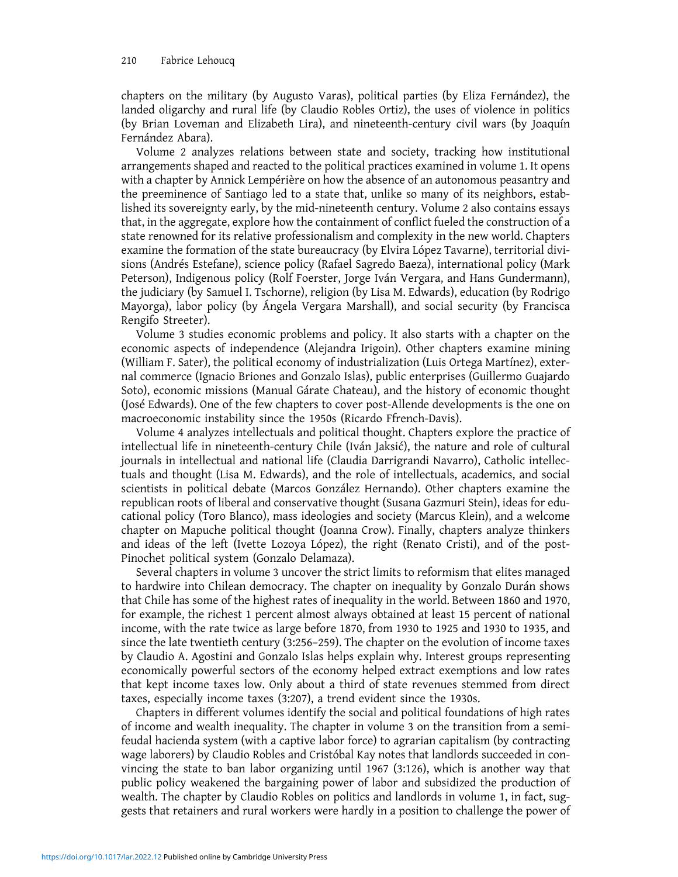chapters on the military (by Augusto Varas), political parties (by Eliza Fernández), the landed oligarchy and rural life (by Claudio Robles Ortiz), the uses of violence in politics (by Brian Loveman and Elizabeth Lira), and nineteenth-century civil wars (by Joaquín Fernández Abara).

Volume 2 analyzes relations between state and society, tracking how institutional arrangements shaped and reacted to the political practices examined in volume 1. It opens with a chapter by Annick Lempérière on how the absence of an autonomous peasantry and the preeminence of Santiago led to a state that, unlike so many of its neighbors, established its sovereignty early, by the mid-nineteenth century. Volume 2 also contains essays that, in the aggregate, explore how the containment of conflict fueled the construction of a state renowned for its relative professionalism and complexity in the new world. Chapters examine the formation of the state bureaucracy (by Elvira López Tavarne), territorial divisions (Andrés Estefane), science policy (Rafael Sagredo Baeza), international policy (Mark Peterson), Indigenous policy (Rolf Foerster, Jorge Iván Vergara, and Hans Gundermann), the judiciary (by Samuel I. Tschorne), religion (by Lisa M. Edwards), education (by Rodrigo Mayorga), labor policy (by Ángela Vergara Marshall), and social security (by Francisca Rengifo Streeter).

Volume 3 studies economic problems and policy. It also starts with a chapter on the economic aspects of independence (Alejandra Irigoin). Other chapters examine mining (William F. Sater), the political economy of industrialization (Luis Ortega Martínez), external commerce (Ignacio Briones and Gonzalo Islas), public enterprises (Guillermo Guajardo Soto), economic missions (Manual Gárate Chateau), and the history of economic thought (José Edwards). One of the few chapters to cover post-Allende developments is the one on macroeconomic instability since the 1950s (Ricardo Ffrench-Davis).

Volume 4 analyzes intellectuals and political thought. Chapters explore the practice of intellectual life in nineteenth-century Chile (Iván Jaksić), the nature and role of cultural journals in intellectual and national life (Claudia Darrigrandi Navarro), Catholic intellectuals and thought (Lisa M. Edwards), and the role of intellectuals, academics, and social scientists in political debate (Marcos González Hernando). Other chapters examine the republican roots of liberal and conservative thought (Susana Gazmuri Stein), ideas for educational policy (Toro Blanco), mass ideologies and society (Marcus Klein), and a welcome chapter on Mapuche political thought (Joanna Crow). Finally, chapters analyze thinkers and ideas of the left (Ivette Lozoya López), the right (Renato Cristi), and of the post-Pinochet political system (Gonzalo Delamaza).

Several chapters in volume 3 uncover the strict limits to reformism that elites managed to hardwire into Chilean democracy. The chapter on inequality by Gonzalo Durán shows that Chile has some of the highest rates of inequality in the world. Between 1860 and 1970, for example, the richest 1 percent almost always obtained at least 15 percent of national income, with the rate twice as large before 1870, from 1930 to 1925 and 1930 to 1935, and since the late twentieth century (3:256–259). The chapter on the evolution of income taxes by Claudio A. Agostini and Gonzalo Islas helps explain why. Interest groups representing economically powerful sectors of the economy helped extract exemptions and low rates that kept income taxes low. Only about a third of state revenues stemmed from direct taxes, especially income taxes (3:207), a trend evident since the 1930s.

Chapters in different volumes identify the social and political foundations of high rates of income and wealth inequality. The chapter in volume 3 on the transition from a semi-feudal hacienda system (with a captive labor force) to agrarian capitalism (by contracting wage laborers) by Claudio Robles and Cristóbal Kay notes that landlords succeeded in convincing the state to ban labor organizing until 1967 (3:126), which is another way that public policy weakened the bargaining power of labor and subsidized the production of wealth. The chapter by Claudio Robles on politics and landlords in volume 1, in fact, suggests that retainers and rural workers were hardly in a position to challenge the power of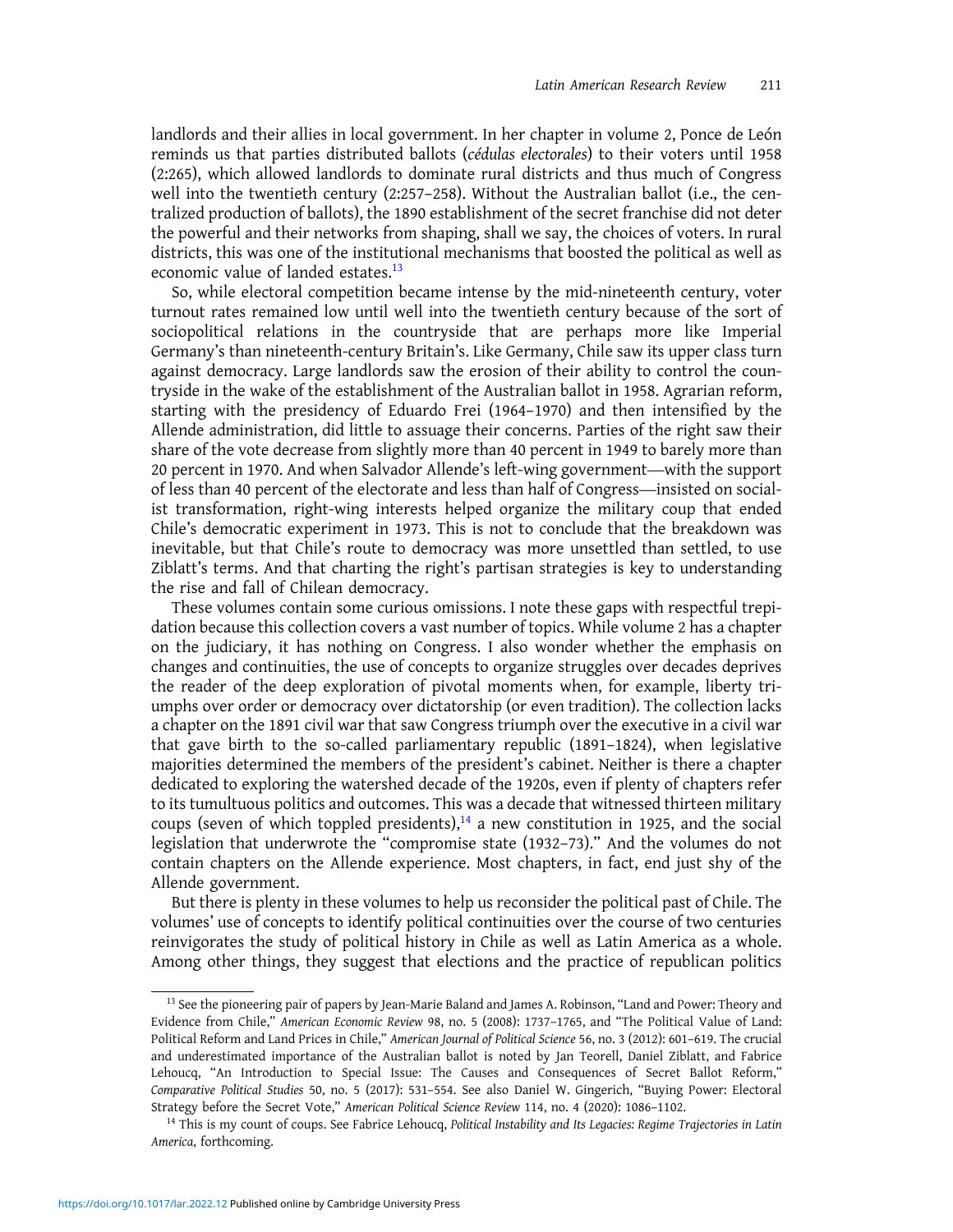landlords and their allies in local government. In her chapter in volume 2, Ponce de León reminds us that parties distributed ballots (*cédulas electorales*) to their voters until 1958 (2:265), which allowed landlords to dominate rural districts and thus much of Congress well into the twentieth century (2:257–258). Without the Australian ballot (i.e., the centralized production of ballots), the 1890 establishment of the secret franchise did not deter the powerful and their networks from shaping, shall we say, the choices of voters. In rural districts, this was one of the institutional mechanisms that boosted the political as well as economic value of landed estates.[13]

So, while electoral competition became intense by the mid-nineteenth century, voter turnout rates remained low until well into the twentieth century because of the sort of sociopolitical relations in the countryside that are perhaps more like Imperial Germany's than nineteenth-century Britain's. Like Germany, Chile saw its upper class turn against democracy. Large landlords saw the erosion of their ability to control the countryside in the wake of the establishment of the Australian ballot in 1958. Agrarian reform, starting with the presidency of Eduardo Frei (1964–1970) and then intensified by the Allende administration, did little to assuage their concerns. Parties of the right saw their share of the vote decrease from slightly more than 40 percent in 1949 to barely more than 20 percent in 1970. And when Salvador Allende's left-wing government—with the support of less than 40 percent of the electorate and less than half of Congress—insisted on socialist transformation, right-wing interests helped organize the military coup that ended Chile's democratic experiment in 1973. This is not to conclude that the breakdown was inevitable, but that Chile's route to democracy was more unsettled than settled, to use Ziblatt's terms. And that charting the right's partisan strategies is key to understanding the rise and fall of Chilean democracy.

These volumes contain some curious omissions. I note these gaps with respectful trepidation because this collection covers a vast number of topics. While volume 2 has a chapter on the judiciary, it has nothing on Congress. I also wonder whether the emphasis on changes and continuities, the use of concepts to organize struggles over decades deprives the reader of the deep exploration of pivotal moments when, for example, liberty triumphs over order or democracy over dictatorship (or even tradition). The collection lacks a chapter on the 1891 civil war that saw Congress triumph over the executive in a civil war that gave birth to the so-called parliamentary republic (1891–1824), when legislative majorities determined the members of the president's cabinet. Neither is there a chapter dedicated to exploring the watershed decade of the 1920s, even if plenty of chapters refer to its tumultuous politics and outcomes. This was a decade that witnessed thirteen military coups (seven of which toppled presidents),[14] a new constitution in 1925, and the social legislation that underwrote the "compromise state (1932–73)." And the volumes do not contain chapters on the Allende experience. Most chapters, in fact, end just shy of the Allende government.

But there is plenty in these volumes to help us reconsider the political past of Chile. The volumes' use of concepts to identify political continuities over the course of two centuries reinvigorates the study of political history in Chile as well as Latin America as a whole. Among other things, they suggest that elections and the practice of republican politics

[13] See the pioneering pair of papers by Jean-Marie Baland and James A. Robinson, "Land and Power: Theory and Evidence from Chile," *American Economic Review* 98, no. 5 (2008): 1737–1765, and "The Political Value of Land: Political Reform and Land Prices in Chile," *American Journal of Political Science* 56, no. 3 (2012): 601–619. The crucial and underestimated importance of the Australian ballot is noted by Jan Teorell, Daniel Ziblatt, and Fabrice Lehoucq, "An Introduction to Special Issue: The Causes and Consequences of Secret Ballot Reform," *Comparative Political Studies* 50, no. 5 (2017): 531–554. See also Daniel W. Gingerich, "Buying Power: Electoral Strategy before the Secret Vote," *American Political Science Review* 114, no. 4 (2020): 1086–1102.

[14] This is my count of coups. See Fabrice Lehoucq, *Political Instability and Its Legacies: Regime Trajectories in Latin America*, forthcoming.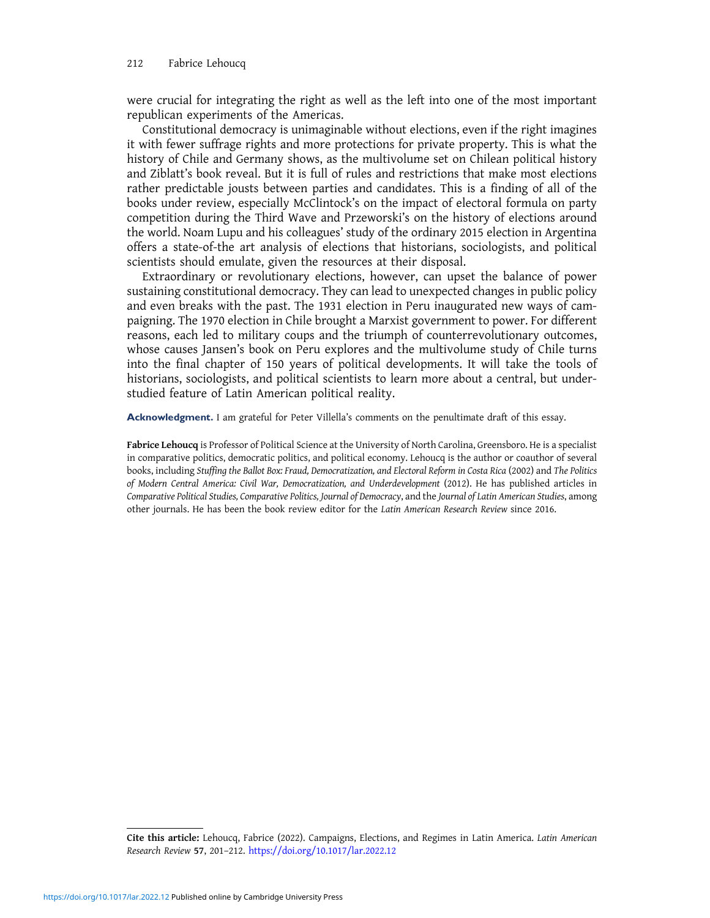were crucial for integrating the right as well as the left into one of the most important republican experiments of the Americas.

Constitutional democracy is unimaginable without elections, even if the right imagines it with fewer suffrage rights and more protections for private property. This is what the history of Chile and Germany shows, as the multivolume set on Chilean political history and Ziblatt's book reveal. But it is full of rules and restrictions that make most elections rather predictable jousts between parties and candidates. This is a finding of all of the books under review, especially McClintock's on the impact of electoral formula on party competition during the Third Wave and Przeworski's on the history of elections around the world. Noam Lupu and his colleagues' study of the ordinary 2015 election in Argentina offers a state-of-the art analysis of elections that historians, sociologists, and political scientists should emulate, given the resources at their disposal.

Extraordinary or revolutionary elections, however, can upset the balance of power sustaining constitutional democracy. They can lead to unexpected changes in public policy and even breaks with the past. The 1931 election in Peru inaugurated new ways of campaigning. The 1970 election in Chile brought a Marxist government to power. For different reasons, each led to military coups and the triumph of counterrevolutionary outcomes, whose causes Jansen's book on Peru explores and the multivolume study of Chile turns into the final chapter of 150 years of political developments. It will take the tools of historians, sociologists, and political scientists to learn more about a central, but understudied feature of Latin American political reality.

**Acknowledgment.** I am grateful for Peter Villella's comments on the penultimate draft of this essay.

**Fabrice Lehoucq** is Professor of Political Science at the University of North Carolina, Greensboro. He is a specialist in comparative politics, democratic politics, and political economy. Lehoucq is the author or coauthor of several books, including *Stuffing the Ballot Box: Fraud, Democratization, and Electoral Reform in Costa Rica* (2002) and *The Politics of Modern Central America: Civil War, Democratization, and Underdevelopment* (2012). He has published articles in *Comparative Political Studies, Comparative Politics, Journal of Democracy*, and the *Journal of Latin American Studies*, among other journals. He has been the book review editor for the *Latin American Research Review* since 2016.

**Cite this article:** Lehoucq, Fabrice (2022). Campaigns, Elections, and Regimes in Latin America. *Latin American Research Review* **57**, 201–212. https://doi.org/10.1017/lar.2022.12